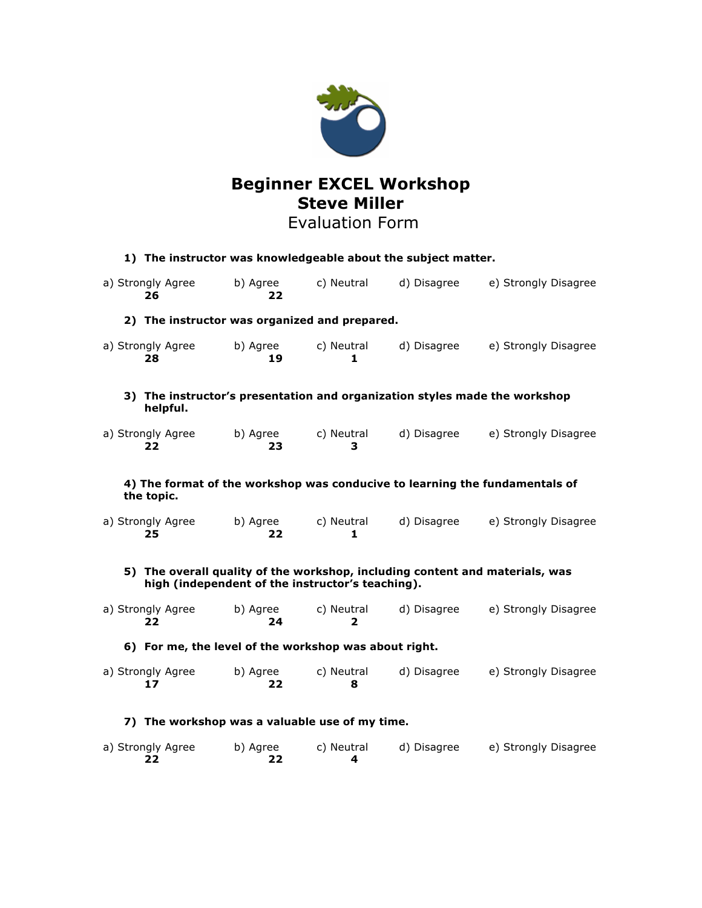# Beginner EXCEL Workshop
# Steve Miller
## Evaluation Form

**1) The instructor was knowledgeable about the subject matter.**

| a) Strongly Agree | b) Agree | c) Neutral | d) Disagree | e) Strongly Disagree |
|---|---|---|---|---|
| **26** | **22** | | | |

**2) The instructor was organized and prepared.**

| a) Strongly Agree | b) Agree | c) Neutral | d) Disagree | e) Strongly Disagree |
|---|---|---|---|---|
| **28** | **19** | **1** | | |

**3) The instructor's presentation and organization styles made the workshop helpful.**

| a) Strongly Agree | b) Agree | c) Neutral | d) Disagree | e) Strongly Disagree |
|---|---|---|---|---|
| **22** | **23** | **3** | | |

**4) The format of the workshop was conducive to learning the fundamentals of the topic.**

| a) Strongly Agree | b) Agree | c) Neutral | d) Disagree | e) Strongly Disagree |
|---|---|---|---|---|
| **25** | **22** | **1** | | |

**5) The overall quality of the workshop, including content and materials, was high (independent of the instructor's teaching).**

| a) Strongly Agree | b) Agree | c) Neutral | d) Disagree | e) Strongly Disagree |
|---|---|---|---|---|
| **22** | **24** | **2** | | |

**6) For me, the level of the workshop was about right.**

| a) Strongly Agree | b) Agree | c) Neutral | d) Disagree | e) Strongly Disagree |
|---|---|---|---|---|
| **17** | **22** | **8** | | |

**7) The workshop was a valuable use of my time.**

| a) Strongly Agree | b) Agree | c) Neutral | d) Disagree | e) Strongly Disagree |
|---|---|---|---|---|
| **22** | **22** | **4** | | |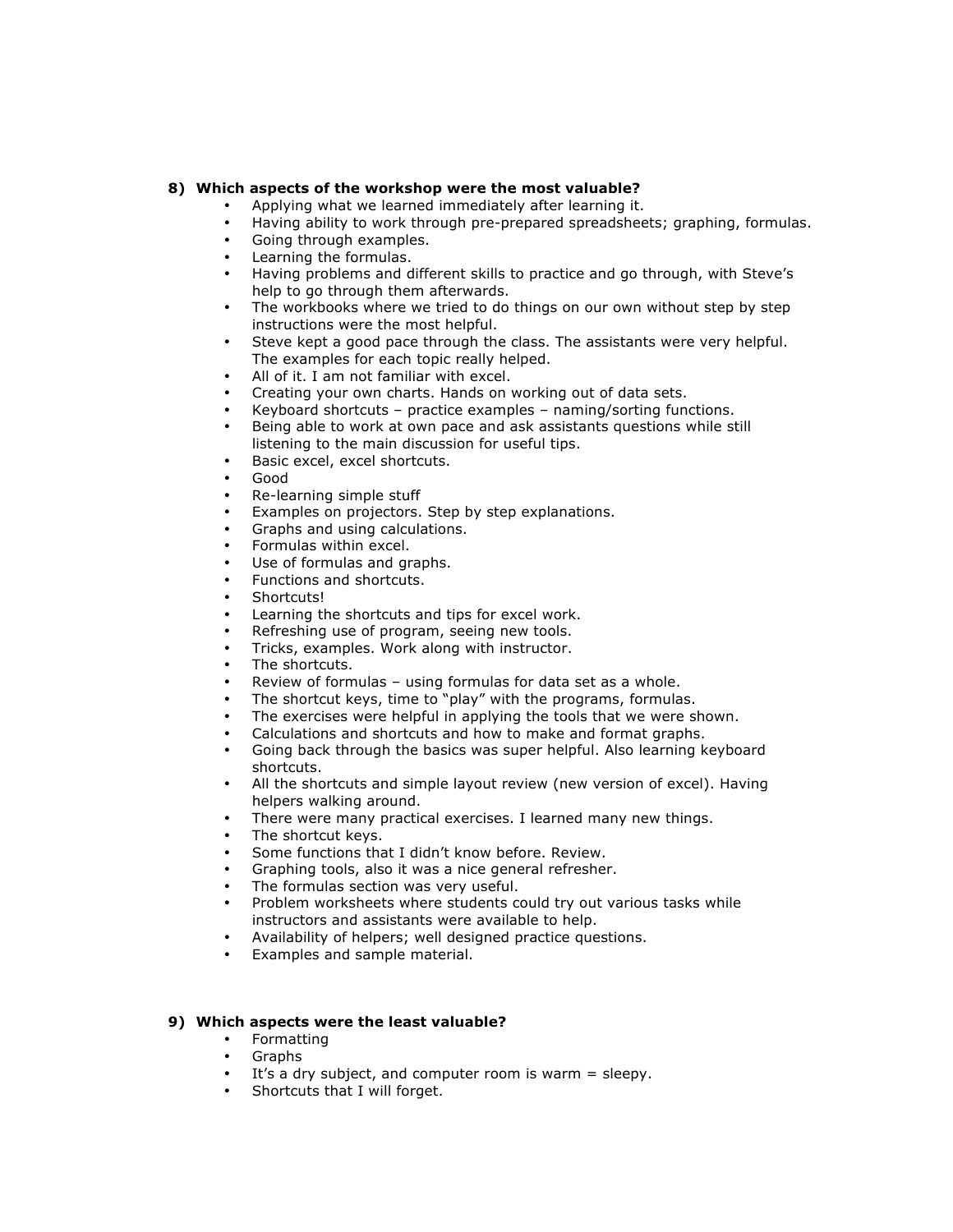**8) Which aspects of the workshop were the most valuable?**

- Applying what we learned immediately after learning it.
- Having ability to work through pre-prepared spreadsheets; graphing, formulas.
- Going through examples.
- Learning the formulas.
- Having problems and different skills to practice and go through, with Steve's help to go through them afterwards.
- The workbooks where we tried to do things on our own without step by step instructions were the most helpful.
- Steve kept a good pace through the class. The assistants were very helpful. The examples for each topic really helped.
- All of it. I am not familiar with excel.
- Creating your own charts. Hands on working out of data sets.
- Keyboard shortcuts – practice examples – naming/sorting functions.
- Being able to work at own pace and ask assistants questions while still listening to the main discussion for useful tips.
- Basic excel, excel shortcuts.
- Good
- Re-learning simple stuff
- Examples on projectors. Step by step explanations.
- Graphs and using calculations.
- Formulas within excel.
- Use of formulas and graphs.
- Functions and shortcuts.
- Shortcuts!
- Learning the shortcuts and tips for excel work.
- Refreshing use of program, seeing new tools.
- Tricks, examples. Work along with instructor.
- The shortcuts.
- Review of formulas – using formulas for data set as a whole.
- The shortcut keys, time to "play" with the programs, formulas.
- The exercises were helpful in applying the tools that we were shown.
- Calculations and shortcuts and how to make and format graphs.
- Going back through the basics was super helpful. Also learning keyboard shortcuts.
- All the shortcuts and simple layout review (new version of excel). Having helpers walking around.
- There were many practical exercises. I learned many new things.
- The shortcut keys.
- Some functions that I didn't know before. Review.
- Graphing tools, also it was a nice general refresher.
- The formulas section was very useful.
- Problem worksheets where students could try out various tasks while instructors and assistants were available to help.
- Availability of helpers; well designed practice questions.
- Examples and sample material.

**9) Which aspects were the least valuable?**

- Formatting
- Graphs
- It's a dry subject, and computer room is warm = sleepy.
- Shortcuts that I will forget.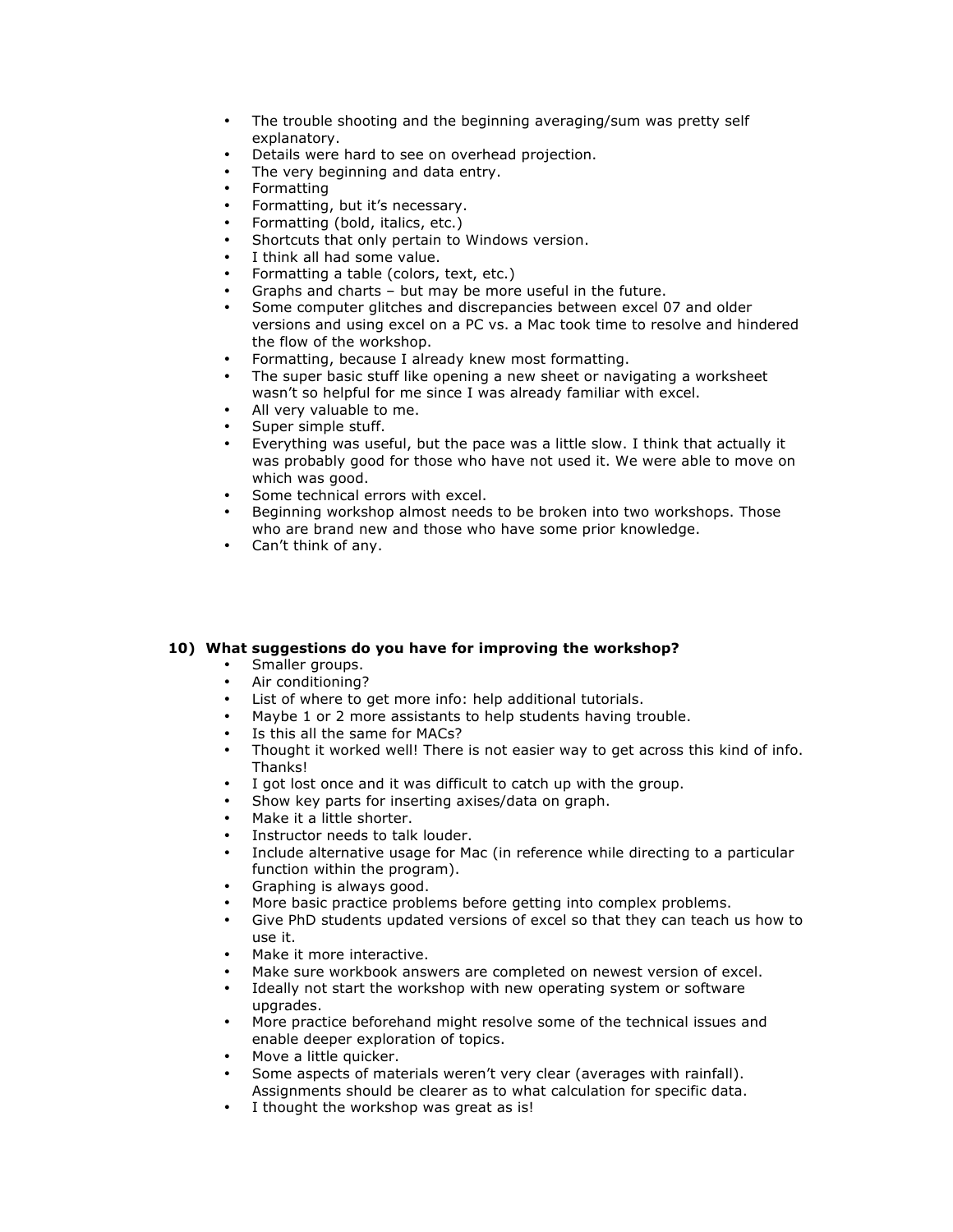- The trouble shooting and the beginning averaging/sum was pretty self explanatory.
- Details were hard to see on overhead projection.
- The very beginning and data entry.
- Formatting
- Formatting, but it's necessary.
- Formatting (bold, italics, etc.)
- Shortcuts that only pertain to Windows version.
- I think all had some value.
- Formatting a table (colors, text, etc.)
- Graphs and charts – but may be more useful in the future.
- Some computer glitches and discrepancies between excel 07 and older versions and using excel on a PC vs. a Mac took time to resolve and hindered the flow of the workshop.
- Formatting, because I already knew most formatting.
- The super basic stuff like opening a new sheet or navigating a worksheet wasn't so helpful for me since I was already familiar with excel.
- All very valuable to me.
- Super simple stuff.
- Everything was useful, but the pace was a little slow. I think that actually it was probably good for those who have not used it. We were able to move on which was good.
- Some technical errors with excel.
- Beginning workshop almost needs to be broken into two workshops. Those who are brand new and those who have some prior knowledge.
- Can't think of any.

**10) What suggestions do you have for improving the workshop?**

- Smaller groups.
- Air conditioning?
- List of where to get more info: help additional tutorials.
- Maybe 1 or 2 more assistants to help students having trouble.
- Is this all the same for MACs?
- Thought it worked well! There is not easier way to get across this kind of info. Thanks!
- I got lost once and it was difficult to catch up with the group.
- Show key parts for inserting axises/data on graph.
- Make it a little shorter.
- Instructor needs to talk louder.
- Include alternative usage for Mac (in reference while directing to a particular function within the program).
- Graphing is always good.
- More basic practice problems before getting into complex problems.
- Give PhD students updated versions of excel so that they can teach us how to use it.
- Make it more interactive.
- Make sure workbook answers are completed on newest version of excel.
- Ideally not start the workshop with new operating system or software upgrades.
- More practice beforehand might resolve some of the technical issues and enable deeper exploration of topics.
- Move a little quicker.
- Some aspects of materials weren't very clear (averages with rainfall). Assignments should be clearer as to what calculation for specific data.
- I thought the workshop was great as is!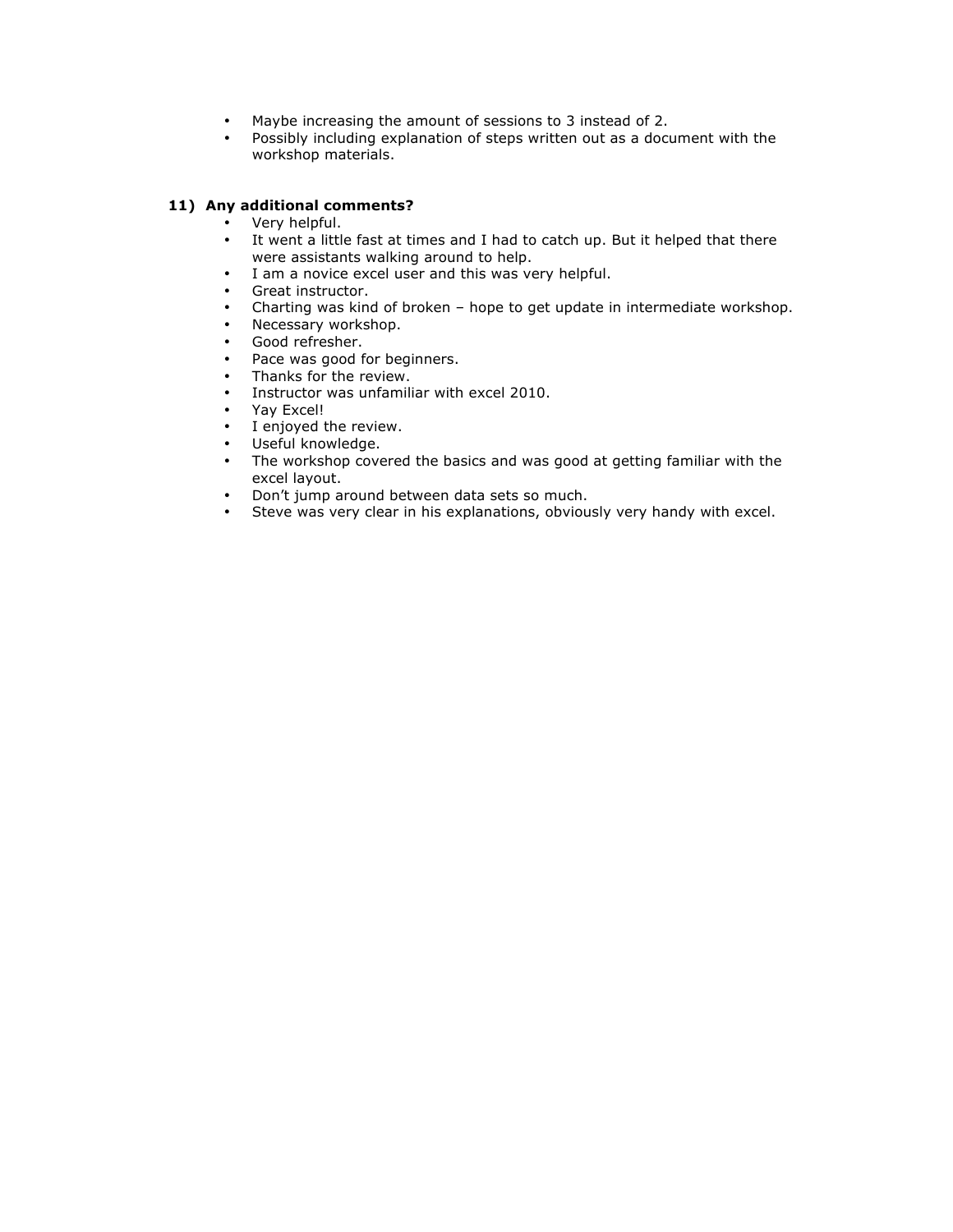- Maybe increasing the amount of sessions to 3 instead of 2.
- Possibly including explanation of steps written out as a document with the workshop materials.

**11) Any additional comments?**

- Very helpful.
- It went a little fast at times and I had to catch up. But it helped that there were assistants walking around to help.
- I am a novice excel user and this was very helpful.
- Great instructor.
- Charting was kind of broken – hope to get update in intermediate workshop.
- Necessary workshop.
- Good refresher.
- Pace was good for beginners.
- Thanks for the review.
- Instructor was unfamiliar with excel 2010.
- Yay Excel!
- I enjoyed the review.
- Useful knowledge.
- The workshop covered the basics and was good at getting familiar with the excel layout.
- Don't jump around between data sets so much.
- Steve was very clear in his explanations, obviously very handy with excel.